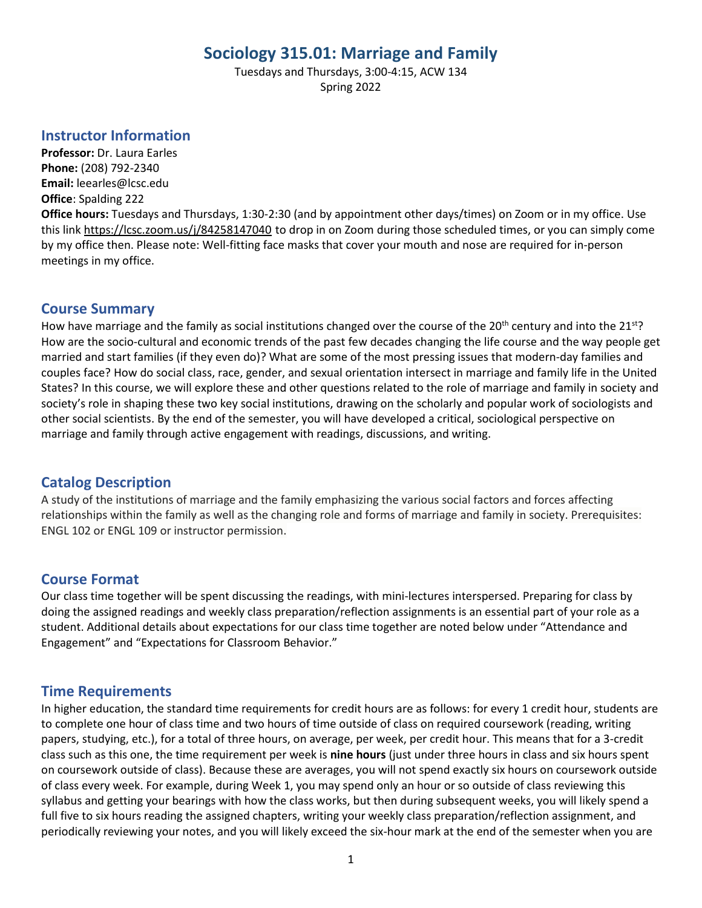# Sociology 315.01: Marriage and Family

Tuesdays and Thursdays, 3:00-4:15, ACW 134
Spring 2022

## Instructor Information

**Professor:** Dr. Laura Earles
**Phone:** (208) 792-2340
**Email:** leearles@lcsc.edu
**Office**: Spalding 222
**Office hours:** Tuesdays and Thursdays, 1:30-2:30 (and by appointment other days/times) on Zoom or in my office. Use this link https://lcsc.zoom.us/j/84258147040 to drop in on Zoom during those scheduled times, or you can simply come by my office then. Please note: Well-fitting face masks that cover your mouth and nose are required for in-person meetings in my office.

## Course Summary

How have marriage and the family as social institutions changed over the course of the 20th century and into the 21st? How are the socio-cultural and economic trends of the past few decades changing the life course and the way people get married and start families (if they even do)? What are some of the most pressing issues that modern-day families and couples face? How do social class, race, gender, and sexual orientation intersect in marriage and family life in the United States? In this course, we will explore these and other questions related to the role of marriage and family in society and society's role in shaping these two key social institutions, drawing on the scholarly and popular work of sociologists and other social scientists. By the end of the semester, you will have developed a critical, sociological perspective on marriage and family through active engagement with readings, discussions, and writing.

## Catalog Description

A study of the institutions of marriage and the family emphasizing the various social factors and forces affecting relationships within the family as well as the changing role and forms of marriage and family in society. Prerequisites: ENGL 102 or ENGL 109 or instructor permission.

## Course Format

Our class time together will be spent discussing the readings, with mini-lectures interspersed. Preparing for class by doing the assigned readings and weekly class preparation/reflection assignments is an essential part of your role as a student. Additional details about expectations for our class time together are noted below under "Attendance and Engagement" and "Expectations for Classroom Behavior."

## Time Requirements

In higher education, the standard time requirements for credit hours are as follows: for every 1 credit hour, students are to complete one hour of class time and two hours of time outside of class on required coursework (reading, writing papers, studying, etc.), for a total of three hours, on average, per week, per credit hour. This means that for a 3-credit class such as this one, the time requirement per week is **nine hours** (just under three hours in class and six hours spent on coursework outside of class). Because these are averages, you will not spend exactly six hours on coursework outside of class every week. For example, during Week 1, you may spend only an hour or so outside of class reviewing this syllabus and getting your bearings with how the class works, but then during subsequent weeks, you will likely spend a full five to six hours reading the assigned chapters, writing your weekly class preparation/reflection assignment, and periodically reviewing your notes, and you will likely exceed the six-hour mark at the end of the semester when you are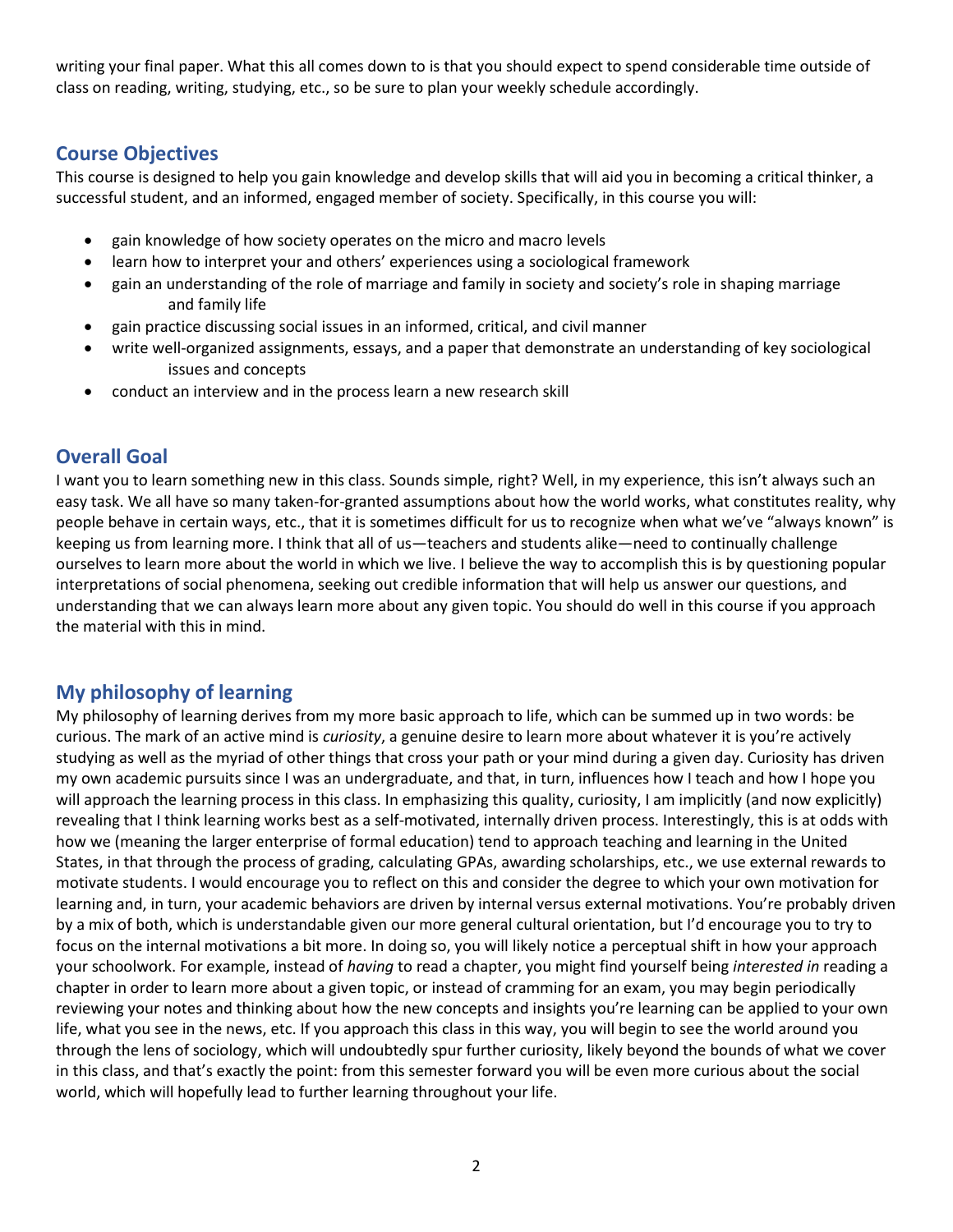writing your final paper. What this all comes down to is that you should expect to spend considerable time outside of class on reading, writing, studying, etc., so be sure to plan your weekly schedule accordingly.

## Course Objectives

This course is designed to help you gain knowledge and develop skills that will aid you in becoming a critical thinker, a successful student, and an informed, engaged member of society. Specifically, in this course you will:

- gain knowledge of how society operates on the micro and macro levels
- learn how to interpret your and others' experiences using a sociological framework
- gain an understanding of the role of marriage and family in society and society's role in shaping marriage and family life
- gain practice discussing social issues in an informed, critical, and civil manner
- write well-organized assignments, essays, and a paper that demonstrate an understanding of key sociological issues and concepts
- conduct an interview and in the process learn a new research skill

## Overall Goal

I want you to learn something new in this class. Sounds simple, right? Well, in my experience, this isn't always such an easy task. We all have so many taken-for-granted assumptions about how the world works, what constitutes reality, why people behave in certain ways, etc., that it is sometimes difficult for us to recognize when what we've "always known" is keeping us from learning more. I think that all of us—teachers and students alike—need to continually challenge ourselves to learn more about the world in which we live. I believe the way to accomplish this is by questioning popular interpretations of social phenomena, seeking out credible information that will help us answer our questions, and understanding that we can always learn more about any given topic. You should do well in this course if you approach the material with this in mind.

## My philosophy of learning

My philosophy of learning derives from my more basic approach to life, which can be summed up in two words: be curious. The mark of an active mind is *curiosity*, a genuine desire to learn more about whatever it is you're actively studying as well as the myriad of other things that cross your path or your mind during a given day. Curiosity has driven my own academic pursuits since I was an undergraduate, and that, in turn, influences how I teach and how I hope you will approach the learning process in this class. In emphasizing this quality, curiosity, I am implicitly (and now explicitly) revealing that I think learning works best as a self-motivated, internally driven process. Interestingly, this is at odds with how we (meaning the larger enterprise of formal education) tend to approach teaching and learning in the United States, in that through the process of grading, calculating GPAs, awarding scholarships, etc., we use external rewards to motivate students. I would encourage you to reflect on this and consider the degree to which your own motivation for learning and, in turn, your academic behaviors are driven by internal versus external motivations. You're probably driven by a mix of both, which is understandable given our more general cultural orientation, but I'd encourage you to try to focus on the internal motivations a bit more. In doing so, you will likely notice a perceptual shift in how your approach your schoolwork. For example, instead of *having* to read a chapter, you might find yourself being *interested in* reading a chapter in order to learn more about a given topic, or instead of cramming for an exam, you may begin periodically reviewing your notes and thinking about how the new concepts and insights you're learning can be applied to your own life, what you see in the news, etc. If you approach this class in this way, you will begin to see the world around you through the lens of sociology, which will undoubtedly spur further curiosity, likely beyond the bounds of what we cover in this class, and that's exactly the point: from this semester forward you will be even more curious about the social world, which will hopefully lead to further learning throughout your life.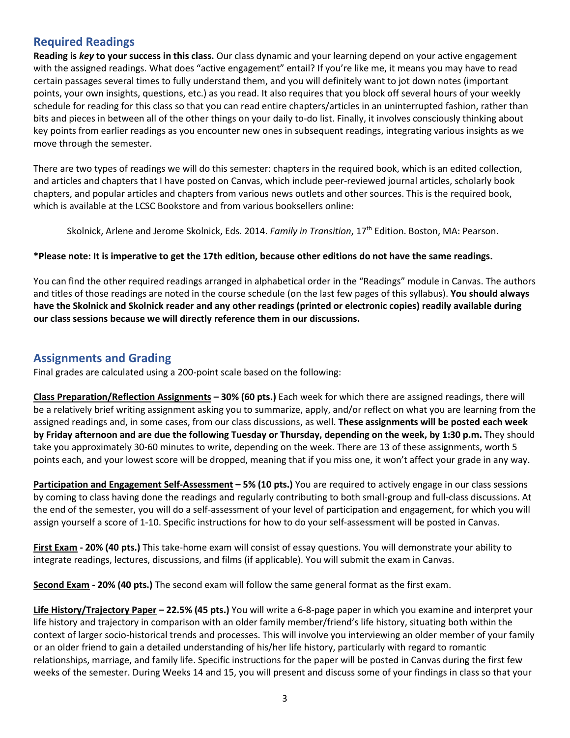## Required Readings

**Reading is *key* to your success in this class.** Our class dynamic and your learning depend on your active engagement with the assigned readings. What does "active engagement" entail? If you're like me, it means you may have to read certain passages several times to fully understand them, and you will definitely want to jot down notes (important points, your own insights, questions, etc.) as you read. It also requires that you block off several hours of your weekly schedule for reading for this class so that you can read entire chapters/articles in an uninterrupted fashion, rather than bits and pieces in between all of the other things on your daily to-do list. Finally, it involves consciously thinking about key points from earlier readings as you encounter new ones in subsequent readings, integrating various insights as we move through the semester.

There are two types of readings we will do this semester: chapters in the required book, which is an edited collection, and articles and chapters that I have posted on Canvas, which include peer-reviewed journal articles, scholarly book chapters, and popular articles and chapters from various news outlets and other sources. This is the required book, which is available at the LCSC Bookstore and from various booksellers online:

> Skolnick, Arlene and Jerome Skolnick, Eds. 2014. *Family in Transition*, 17th Edition. Boston, MA: Pearson.

**\*Please note: It is imperative to get the 17th edition, because other editions do not have the same readings.**

You can find the other required readings arranged in alphabetical order in the "Readings" module in Canvas. The authors and titles of those readings are noted in the course schedule (on the last few pages of this syllabus). **You should always have the Skolnick and Skolnick reader and any other readings (printed or electronic copies) readily available during our class sessions because we will directly reference them in our discussions.**

## Assignments and Grading

Final grades are calculated using a 200-point scale based on the following:

**<u>Class Preparation/Reflection Assignments</u> – 30% (60 pts.)** Each week for which there are assigned readings, there will be a relatively brief writing assignment asking you to summarize, apply, and/or reflect on what you are learning from the assigned readings and, in some cases, from our class discussions, as well. **These assignments will be posted each week by Friday afternoon and are due the following Tuesday or Thursday, depending on the week, by 1:30 p.m.** They should take you approximately 30-60 minutes to write, depending on the week. There are 13 of these assignments, worth 5 points each, and your lowest score will be dropped, meaning that if you miss one, it won't affect your grade in any way.

**<u>Participation and Engagement Self-Assessment</u> – 5% (10 pts.)** You are required to actively engage in our class sessions by coming to class having done the readings and regularly contributing to both small-group and full-class discussions. At the end of the semester, you will do a self-assessment of your level of participation and engagement, for which you will assign yourself a score of 1-10. Specific instructions for how to do your self-assessment will be posted in Canvas.

**<u>First Exam</u> - 20% (40 pts.)** This take-home exam will consist of essay questions. You will demonstrate your ability to integrate readings, lectures, discussions, and films (if applicable). You will submit the exam in Canvas.

**<u>Second Exam</u> - 20% (40 pts.)** The second exam will follow the same general format as the first exam.

**<u>Life History/Trajectory Paper</u> – 22.5% (45 pts.)** You will write a 6-8-page paper in which you examine and interpret your life history and trajectory in comparison with an older family member/friend's life history, situating both within the context of larger socio-historical trends and processes. This will involve you interviewing an older member of your family or an older friend to gain a detailed understanding of his/her life history, particularly with regard to romantic relationships, marriage, and family life. Specific instructions for the paper will be posted in Canvas during the first few weeks of the semester. During Weeks 14 and 15, you will present and discuss some of your findings in class so that your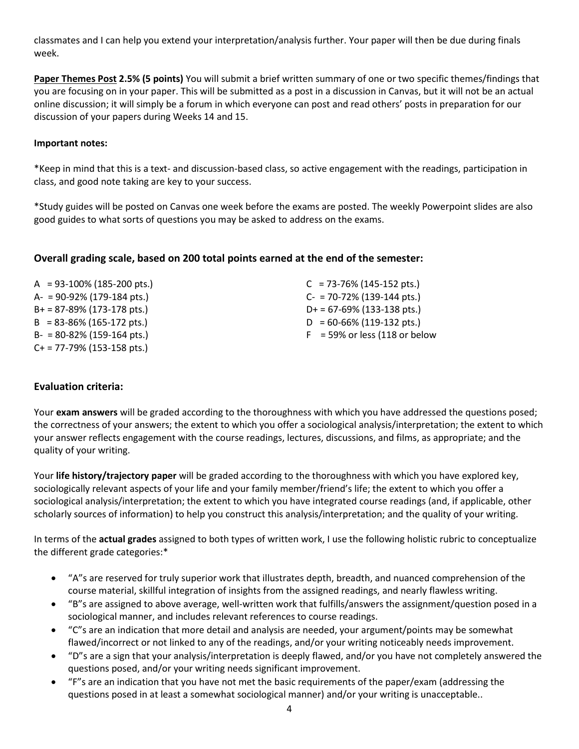classmates and I can help you extend your interpretation/analysis further. Your paper will then be due during finals week.

**Paper Themes Post 2.5% (5 points)** You will submit a brief written summary of one or two specific themes/findings that you are focusing on in your paper. This will be submitted as a post in a discussion in Canvas, but it will not be an actual online discussion; it will simply be a forum in which everyone can post and read others' posts in preparation for our discussion of your papers during Weeks 14 and 15.

**Important notes:**

*Keep in mind that this is a text- and discussion-based class, so active engagement with the readings, participation in class, and good note taking are key to your success.

*Study guides will be posted on Canvas one week before the exams are posted. The weekly Powerpoint slides are also good guides to what sorts of questions you may be asked to address on the exams.

### Overall grading scale, based on 200 total points earned at the end of the semester:

A = 93-100% (185-200 pts.)
A- = 90-92% (179-184 pts.)
B+ = 87-89% (173-178 pts.)
B = 83-86% (165-172 pts.)
B- = 80-82% (159-164 pts.)
C+ = 77-79% (153-158 pts.)
C = 73-76% (145-152 pts.)
C- = 70-72% (139-144 pts.)
D+ = 67-69% (133-138 pts.)
D = 60-66% (119-132 pts.)
F = 59% or less (118 or below

### Evaluation criteria:

Your **exam answers** will be graded according to the thoroughness with which you have addressed the questions posed; the correctness of your answers; the extent to which you offer a sociological analysis/interpretation; the extent to which your answer reflects engagement with the course readings, lectures, discussions, and films, as appropriate; and the quality of your writing.

Your **life history/trajectory paper** will be graded according to the thoroughness with which you have explored key, sociologically relevant aspects of your life and your family member/friend's life; the extent to which you offer a sociological analysis/interpretation; the extent to which you have integrated course readings (and, if applicable, other scholarly sources of information) to help you construct this analysis/interpretation; and the quality of your writing.

In terms of the **actual grades** assigned to both types of written work, I use the following holistic rubric to conceptualize the different grade categories:*

- "A"s are reserved for truly superior work that illustrates depth, breadth, and nuanced comprehension of the course material, skillful integration of insights from the assigned readings, and nearly flawless writing.
- "B"s are assigned to above average, well-written work that fulfills/answers the assignment/question posed in a sociological manner, and includes relevant references to course readings.
- "C"s are an indication that more detail and analysis are needed, your argument/points may be somewhat flawed/incorrect or not linked to any of the readings, and/or your writing noticeably needs improvement.
- "D"s are a sign that your analysis/interpretation is deeply flawed, and/or you have not completely answered the questions posed, and/or your writing needs significant improvement.
- "F"s are an indication that you have not met the basic requirements of the paper/exam (addressing the questions posed in at least a somewhat sociological manner) and/or your writing is unacceptable..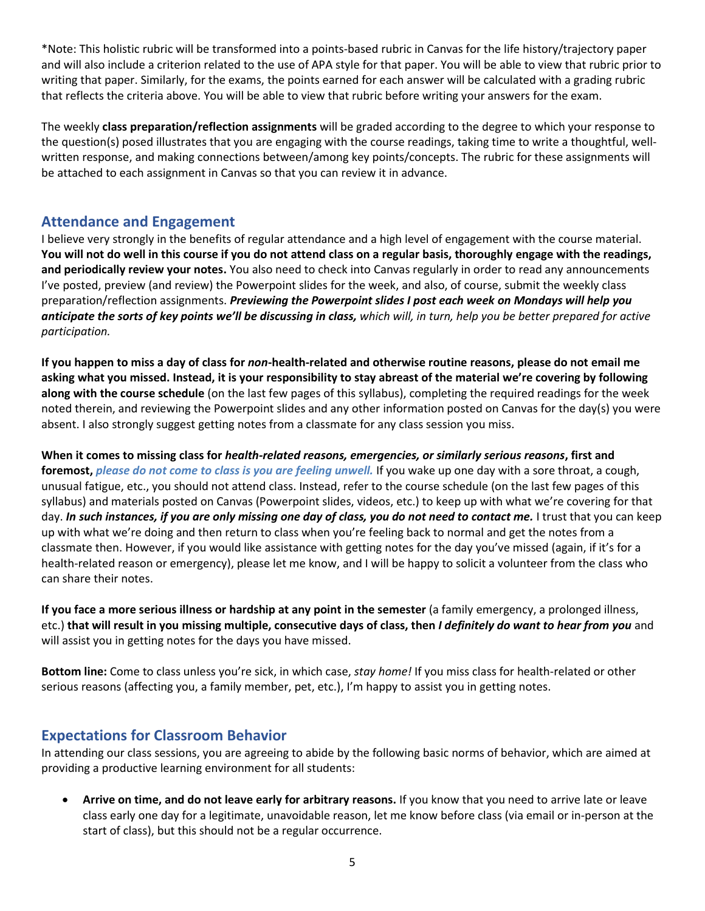*Note: This holistic rubric will be transformed into a points-based rubric in Canvas for the life history/trajectory paper and will also include a criterion related to the use of APA style for that paper. You will be able to view that rubric prior to writing that paper. Similarly, for the exams, the points earned for each answer will be calculated with a grading rubric that reflects the criteria above. You will be able to view that rubric before writing your answers for the exam.

The weekly **class preparation/reflection assignments** will be graded according to the degree to which your response to the question(s) posed illustrates that you are engaging with the course readings, taking time to write a thoughtful, well-written response, and making connections between/among key points/concepts. The rubric for these assignments will be attached to each assignment in Canvas so that you can review it in advance.

## Attendance and Engagement

I believe very strongly in the benefits of regular attendance and a high level of engagement with the course material. **You will not do well in this course if you do not attend class on a regular basis, thoroughly engage with the readings, and periodically review your notes.** You also need to check into Canvas regularly in order to read any announcements I've posted, preview (and review) the Powerpoint slides for the week, and also, of course, submit the weekly class preparation/reflection assignments. ***Previewing the Powerpoint slides I post each week on Mondays will help you anticipate the sorts of key points we'll be discussing in class,*** *which will, in turn, help you be better prepared for active participation.*

**If you happen to miss a day of class for *non*-health-related and otherwise routine reasons, please do not email me asking what you missed. Instead, it is your responsibility to stay abreast of the material we're covering by following along with the course schedule** (on the last few pages of this syllabus), completing the required readings for the week noted therein, and reviewing the Powerpoint slides and any other information posted on Canvas for the day(s) you were absent. I also strongly suggest getting notes from a classmate for any class session you miss.

**When it comes to missing class for *health-related reasons, emergencies, or similarly serious reasons*, first and foremost,** ***please do not come to class is you are feeling unwell.*** If you wake up one day with a sore throat, a cough, unusual fatigue, etc., you should not attend class. Instead, refer to the course schedule (on the last few pages of this syllabus) and materials posted on Canvas (Powerpoint slides, videos, etc.) to keep up with what we're covering for that day. ***In such instances, if you are only missing one day of class, you do not need to contact me.*** I trust that you can keep up with what we're doing and then return to class when you're feeling back to normal and get the notes from a classmate then. However, if you would like assistance with getting notes for the day you've missed (again, if it's for a health-related reason or emergency), please let me know, and I will be happy to solicit a volunteer from the class who can share their notes.

**If you face a more serious illness or hardship at any point in the semester** (a family emergency, a prolonged illness, etc.) **that will result in you missing multiple, consecutive days of class, then *I definitely do want to hear from you*** and will assist you in getting notes for the days you have missed.

**Bottom line:** Come to class unless you're sick, in which case, *stay home!* If you miss class for health-related or other serious reasons (affecting you, a family member, pet, etc.), I'm happy to assist you in getting notes.

## Expectations for Classroom Behavior

In attending our class sessions, you are agreeing to abide by the following basic norms of behavior, which are aimed at providing a productive learning environment for all students:

- **Arrive on time, and do not leave early for arbitrary reasons.** If you know that you need to arrive late or leave class early one day for a legitimate, unavoidable reason, let me know before class (via email or in-person at the start of class), but this should not be a regular occurrence.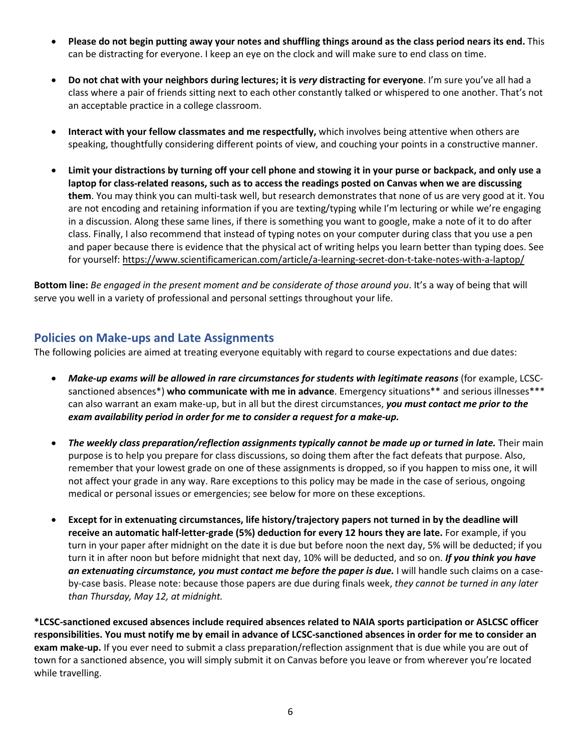- **Please do not begin putting away your notes and shuffling things around as the class period nears its end.** This can be distracting for everyone. I keep an eye on the clock and will make sure to end class on time.

- **Do not chat with your neighbors during lectures; it is *very* distracting for everyone**. I'm sure you've all had a class where a pair of friends sitting next to each other constantly talked or whispered to one another. That's not an acceptable practice in a college classroom.

- **Interact with your fellow classmates and me respectfully,** which involves being attentive when others are speaking, thoughtfully considering different points of view, and couching your points in a constructive manner.

- **Limit your distractions by turning off your cell phone and stowing it in your purse or backpack, and only use a laptop for class-related reasons, such as to access the readings posted on Canvas when we are discussing them**. You may think you can multi-task well, but research demonstrates that none of us are very good at it. You are not encoding and retaining information if you are texting/typing while I'm lecturing or while we're engaging in a discussion. Along these same lines, if there is something you want to google, make a note of it to do after class. Finally, I also recommend that instead of typing notes on your computer during class that you use a pen and paper because there is evidence that the physical act of writing helps you learn better than typing does. See for yourself: https://www.scientificamerican.com/article/a-learning-secret-don-t-take-notes-with-a-laptop/

**Bottom line:** *Be engaged in the present moment and be considerate of those around you*. It's a way of being that will serve you well in a variety of professional and personal settings throughout your life.

## Policies on Make-ups and Late Assignments

The following policies are aimed at treating everyone equitably with regard to course expectations and due dates:

- ***Make-up exams will be allowed in rare circumstances for students with legitimate reasons*** (for example, LCSC-sanctioned absences*) **who communicate with me in advance**. Emergency situations** and serious illnesses*** can also warrant an exam make-up, but in all but the direst circumstances, ***you must contact me prior to the exam availability period in order for me to consider a request for a make-up.***

- ***The weekly class preparation/reflection assignments typically cannot be made up or turned in late.*** Their main purpose is to help you prepare for class discussions, so doing them after the fact defeats that purpose. Also, remember that your lowest grade on one of these assignments is dropped, so if you happen to miss one, it will not affect your grade in any way. Rare exceptions to this policy may be made in the case of serious, ongoing medical or personal issues or emergencies; see below for more on these exceptions.

- **Except for in extenuating circumstances, life history/trajectory papers not turned in by the deadline will receive an automatic half-letter-grade (5%) deduction for every 12 hours they are late.** For example, if you turn in your paper after midnight on the date it is due but before noon the next day, 5% will be deducted; if you turn it in after noon but before midnight that next day, 10% will be deducted, and so on. ***If you think you have an extenuating circumstance, you must contact me before the paper is due.*** I will handle such claims on a case-by-case basis. Please note: because those papers are due during finals week, *they cannot be turned in any later than Thursday, May 12, at midnight.*

**\*LCSC-sanctioned excused absences include required absences related to NAIA sports participation or ASLCSC officer responsibilities. You must notify me by email in advance of LCSC-sanctioned absences in order for me to consider an exam make-up.** If you ever need to submit a class preparation/reflection assignment that is due while you are out of town for a sanctioned absence, you will simply submit it on Canvas before you leave or from wherever you're located while travelling.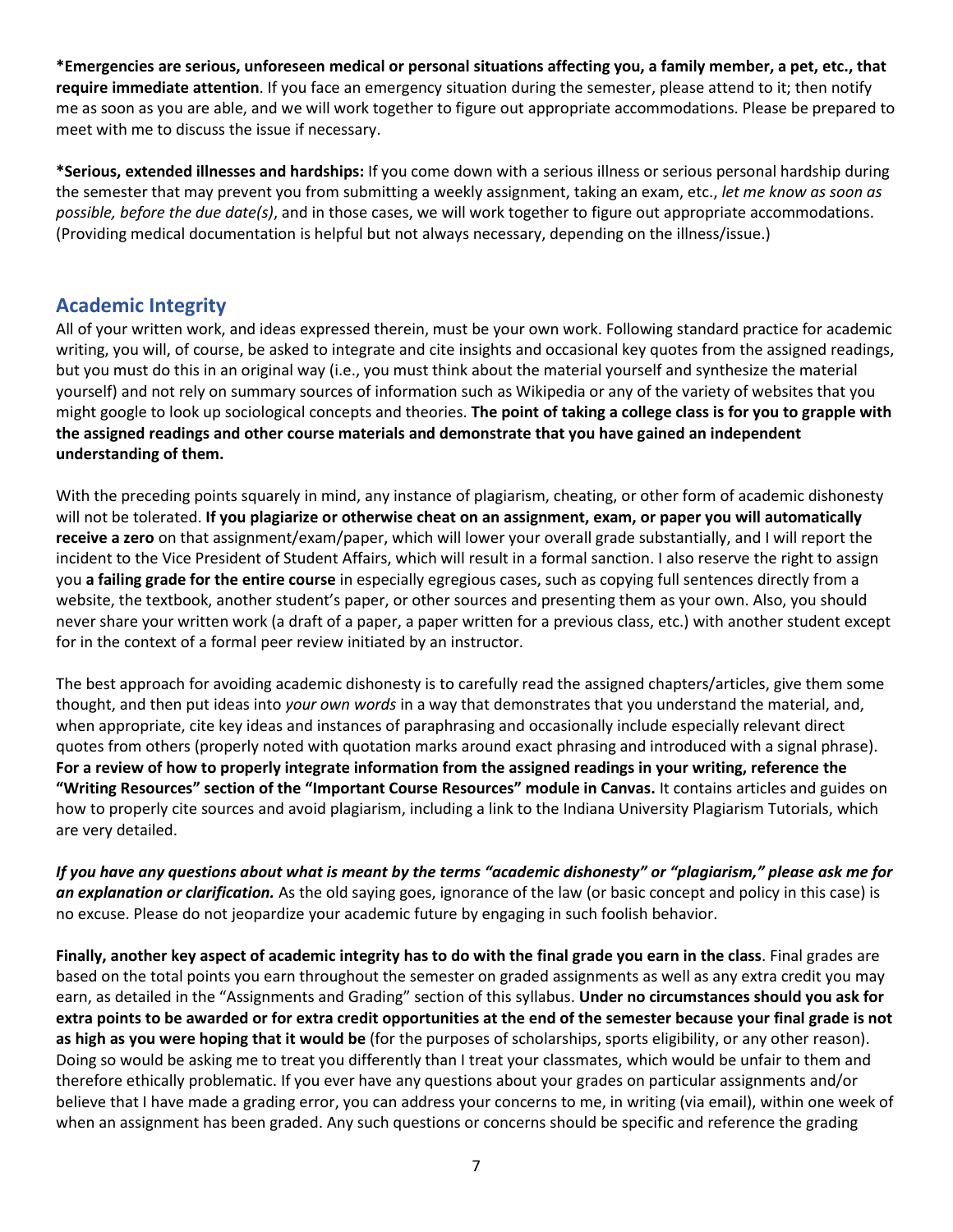**\*Emergencies are serious, unforeseen medical or personal situations affecting you, a family member, a pet, etc., that require immediate attention**. If you face an emergency situation during the semester, please attend to it; then notify me as soon as you are able, and we will work together to figure out appropriate accommodations. Please be prepared to meet with me to discuss the issue if necessary.

**\*Serious, extended illnesses and hardships:** If you come down with a serious illness or serious personal hardship during the semester that may prevent you from submitting a weekly assignment, taking an exam, etc., *let me know as soon as possible, before the due date(s)*, and in those cases, we will work together to figure out appropriate accommodations. (Providing medical documentation is helpful but not always necessary, depending on the illness/issue.)

## Academic Integrity

All of your written work, and ideas expressed therein, must be your own work. Following standard practice for academic writing, you will, of course, be asked to integrate and cite insights and occasional key quotes from the assigned readings, but you must do this in an original way (i.e., you must think about the material yourself and synthesize the material yourself) and not rely on summary sources of information such as Wikipedia or any of the variety of websites that you might google to look up sociological concepts and theories. **The point of taking a college class is for you to grapple with the assigned readings and other course materials and demonstrate that you have gained an independent understanding of them.**

With the preceding points squarely in mind, any instance of plagiarism, cheating, or other form of academic dishonesty will not be tolerated. **If you plagiarize or otherwise cheat on an assignment, exam, or paper you will automatically receive a zero** on that assignment/exam/paper, which will lower your overall grade substantially, and I will report the incident to the Vice President of Student Affairs, which will result in a formal sanction. I also reserve the right to assign you **a failing grade for the entire course** in especially egregious cases, such as copying full sentences directly from a website, the textbook, another student's paper, or other sources and presenting them as your own. Also, you should never share your written work (a draft of a paper, a paper written for a previous class, etc.) with another student except for in the context of a formal peer review initiated by an instructor.

The best approach for avoiding academic dishonesty is to carefully read the assigned chapters/articles, give them some thought, and then put ideas into *your own words* in a way that demonstrates that you understand the material, and, when appropriate, cite key ideas and instances of paraphrasing and occasionally include especially relevant direct quotes from others (properly noted with quotation marks around exact phrasing and introduced with a signal phrase). **For a review of how to properly integrate information from the assigned readings in your writing, reference the "Writing Resources" section of the "Important Course Resources" module in Canvas.** It contains articles and guides on how to properly cite sources and avoid plagiarism, including a link to the Indiana University Plagiarism Tutorials, which are very detailed.

***If you have any questions about what is meant by the terms "academic dishonesty" or "plagiarism," please ask me for an explanation or clarification.*** As the old saying goes, ignorance of the law (or basic concept and policy in this case) is no excuse. Please do not jeopardize your academic future by engaging in such foolish behavior.

**Finally, another key aspect of academic integrity has to do with the final grade you earn in the class**. Final grades are based on the total points you earn throughout the semester on graded assignments as well as any extra credit you may earn, as detailed in the "Assignments and Grading" section of this syllabus. **Under no circumstances should you ask for extra points to be awarded or for extra credit opportunities at the end of the semester because your final grade is not as high as you were hoping that it would be** (for the purposes of scholarships, sports eligibility, or any other reason). Doing so would be asking me to treat you differently than I treat your classmates, which would be unfair to them and therefore ethically problematic. If you ever have any questions about your grades on particular assignments and/or believe that I have made a grading error, you can address your concerns to me, in writing (via email), within one week of when an assignment has been graded. Any such questions or concerns should be specific and reference the grading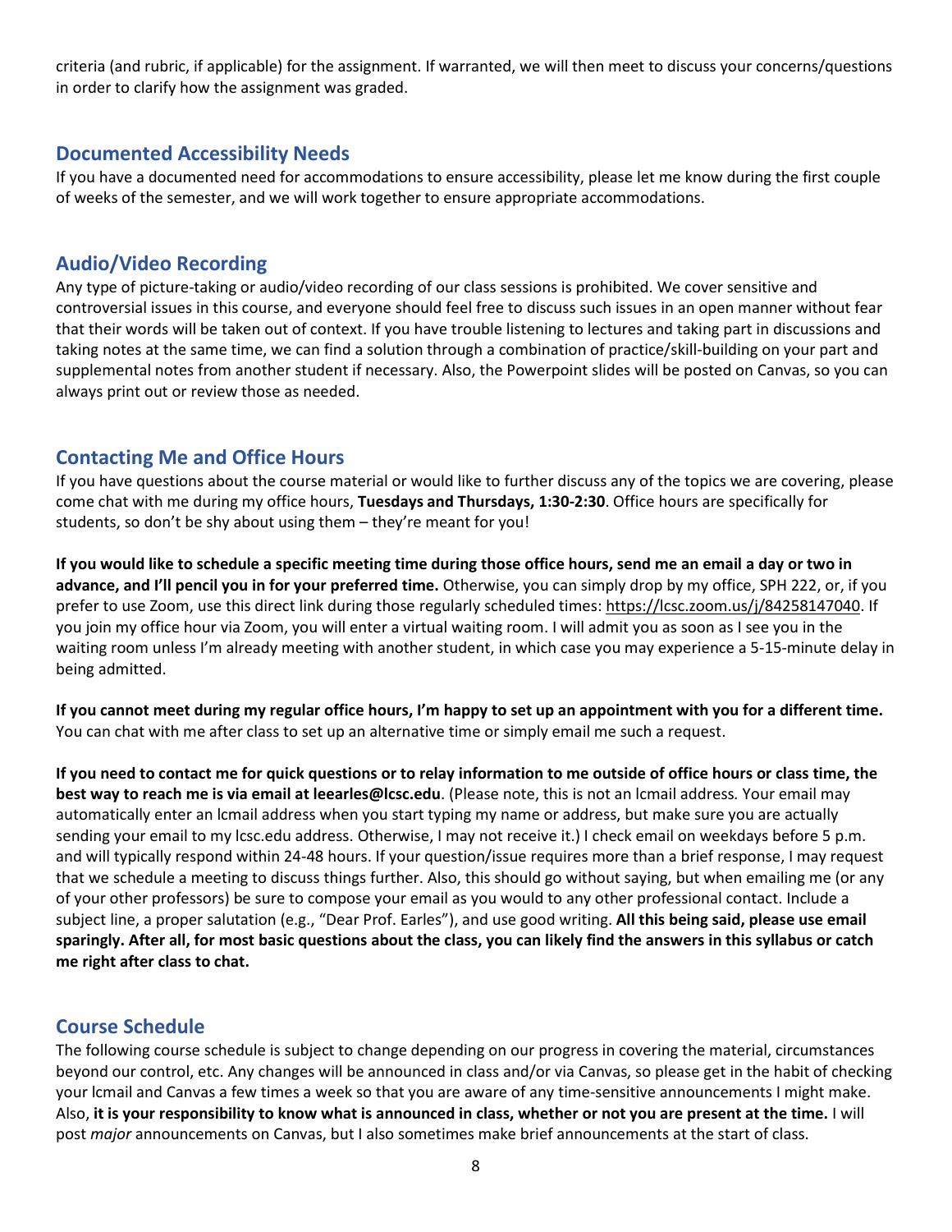criteria (and rubric, if applicable) for the assignment. If warranted, we will then meet to discuss your concerns/questions in order to clarify how the assignment was graded.

## Documented Accessibility Needs

If you have a documented need for accommodations to ensure accessibility, please let me know during the first couple of weeks of the semester, and we will work together to ensure appropriate accommodations.

## Audio/Video Recording

Any type of picture-taking or audio/video recording of our class sessions is prohibited. We cover sensitive and controversial issues in this course, and everyone should feel free to discuss such issues in an open manner without fear that their words will be taken out of context. If you have trouble listening to lectures and taking part in discussions and taking notes at the same time, we can find a solution through a combination of practice/skill-building on your part and supplemental notes from another student if necessary. Also, the Powerpoint slides will be posted on Canvas, so you can always print out or review those as needed.

## Contacting Me and Office Hours

If you have questions about the course material or would like to further discuss any of the topics we are covering, please come chat with me during my office hours, **Tuesdays and Thursdays, 1:30-2:30**. Office hours are specifically for students, so don't be shy about using them – they're meant for you!

**If you would like to schedule a specific meeting time during those office hours, send me an email a day or two in advance, and I'll pencil you in for your preferred time.** Otherwise, you can simply drop by my office, SPH 222, or, if you prefer to use Zoom, use this direct link during those regularly scheduled times: https://lcsc.zoom.us/j/84258147040. If you join my office hour via Zoom, you will enter a virtual waiting room. I will admit you as soon as I see you in the waiting room unless I'm already meeting with another student, in which case you may experience a 5-15-minute delay in being admitted.

**If you cannot meet during my regular office hours, I'm happy to set up an appointment with you for a different time.** You can chat with me after class to set up an alternative time or simply email me such a request.

**If you need to contact me for quick questions or to relay information to me outside of office hours or class time, the best way to reach me is via email at leearles@lcsc.edu**. (Please note, this is not an lcmail address. Your email may automatically enter an lcmail address when you start typing my name or address, but make sure you are actually sending your email to my lcsc.edu address. Otherwise, I may not receive it.) I check email on weekdays before 5 p.m. and will typically respond within 24-48 hours. If your question/issue requires more than a brief response, I may request that we schedule a meeting to discuss things further. Also, this should go without saying, but when emailing me (or any of your other professors) be sure to compose your email as you would to any other professional contact. Include a subject line, a proper salutation (e.g., "Dear Prof. Earles"), and use good writing. **All this being said, please use email sparingly. After all, for most basic questions about the class, you can likely find the answers in this syllabus or catch me right after class to chat.**

## Course Schedule

The following course schedule is subject to change depending on our progress in covering the material, circumstances beyond our control, etc. Any changes will be announced in class and/or via Canvas, so please get in the habit of checking your lcmail and Canvas a few times a week so that you are aware of any time-sensitive announcements I might make. Also, **it is your responsibility to know what is announced in class, whether or not you are present at the time.** I will post *major* announcements on Canvas, but I also sometimes make brief announcements at the start of class.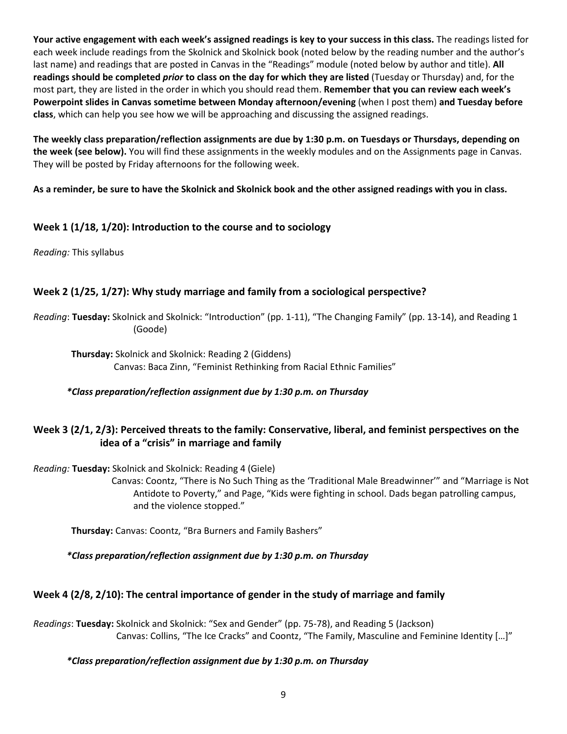**Your active engagement with each week's assigned readings is key to your success in this class.** The readings listed for each week include readings from the Skolnick and Skolnick book (noted below by the reading number and the author's last name) and readings that are posted in Canvas in the "Readings" module (noted below by author and title). **All readings should be completed *prior* to class on the day for which they are listed** (Tuesday or Thursday) and, for the most part, they are listed in the order in which you should read them. **Remember that you can review each week's Powerpoint slides in Canvas sometime between Monday afternoon/evening** (when I post them) **and Tuesday before class**, which can help you see how we will be approaching and discussing the assigned readings.

**The weekly class preparation/reflection assignments are due by 1:30 p.m. on Tuesdays or Thursdays, depending on the week (see below).** You will find these assignments in the weekly modules and on the Assignments page in Canvas. They will be posted by Friday afternoons for the following week.

**As a reminder, be sure to have the Skolnick and Skolnick book and the other assigned readings with you in class.**

## Week 1 (1/18, 1/20): Introduction to the course and to sociology

*Reading:* This syllabus

## Week 2 (1/25, 1/27): Why study marriage and family from a sociological perspective?

*Reading*: **Tuesday:** Skolnick and Skolnick: "Introduction" (pp. 1-11), "The Changing Family" (pp. 13-14), and Reading 1 (Goode)

**Thursday:** Skolnick and Skolnick: Reading 2 (Giddens)
Canvas: Baca Zinn, "Feminist Rethinking from Racial Ethnic Families"

***Class preparation/reflection assignment due by 1:30 p.m. on Thursday***

## Week 3 (2/1, 2/3): Perceived threats to the family: Conservative, liberal, and feminist perspectives on the idea of a "crisis" in marriage and family

*Reading:* **Tuesday:** Skolnick and Skolnick: Reading 4 (Giele)
Canvas: Coontz, "There is No Such Thing as the 'Traditional Male Breadwinner'" and "Marriage is Not Antidote to Poverty," and Page, "Kids were fighting in school. Dads began patrolling campus, and the violence stopped."

**Thursday:** Canvas: Coontz, "Bra Burners and Family Bashers"

***Class preparation/reflection assignment due by 1:30 p.m. on Thursday***

## Week 4 (2/8, 2/10): The central importance of gender in the study of marriage and family

*Readings*: **Tuesday:** Skolnick and Skolnick: "Sex and Gender" (pp. 75-78), and Reading 5 (Jackson)
Canvas: Collins, "The Ice Cracks" and Coontz, "The Family, Masculine and Feminine Identity […]"

***Class preparation/reflection assignment due by 1:30 p.m. on Thursday***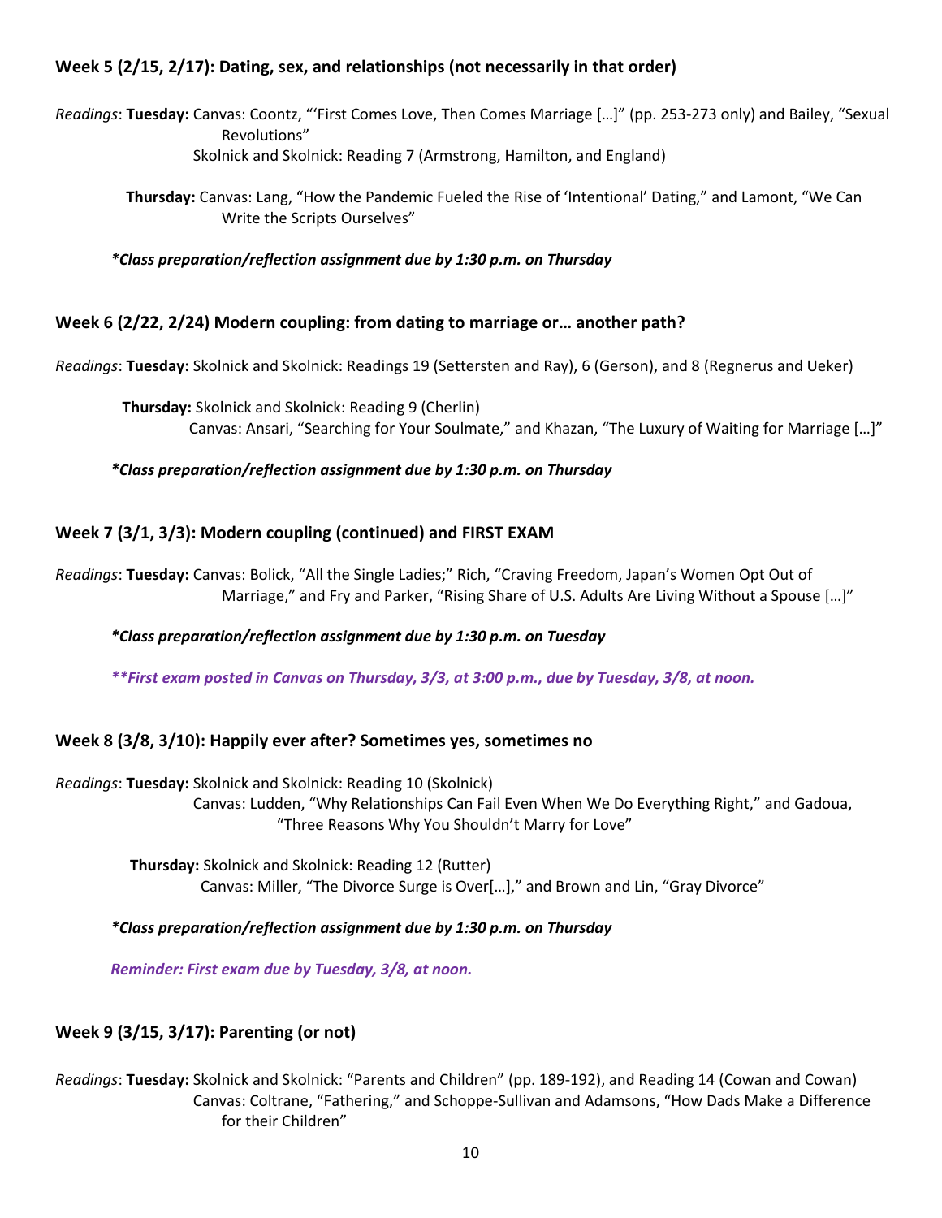### Week 5 (2/15, 2/17): Dating, sex, and relationships (not necessarily in that order)

*Readings*: **Tuesday:** Canvas: Coontz, "'First Comes Love, Then Comes Marriage […]" (pp. 253-273 only) and Bailey, "Sexual Revolutions"
Skolnick and Skolnick: Reading 7 (Armstrong, Hamilton, and England)

**Thursday:** Canvas: Lang, "How the Pandemic Fueled the Rise of 'Intentional' Dating," and Lamont, "We Can Write the Scripts Ourselves"

***Class preparation/reflection assignment due by 1:30 p.m. on Thursday***

### Week 6 (2/22, 2/24) Modern coupling: from dating to marriage or… another path?

*Readings*: **Tuesday:** Skolnick and Skolnick: Readings 19 (Settersten and Ray), 6 (Gerson), and 8 (Regnerus and Ueker)

**Thursday:** Skolnick and Skolnick: Reading 9 (Cherlin)
Canvas: Ansari, "Searching for Your Soulmate," and Khazan, "The Luxury of Waiting for Marriage […]"

***Class preparation/reflection assignment due by 1:30 p.m. on Thursday***

### Week 7 (3/1, 3/3): Modern coupling (continued) and FIRST EXAM

*Readings*: **Tuesday:** Canvas: Bolick, "All the Single Ladies;" Rich, "Craving Freedom, Japan's Women Opt Out of Marriage," and Fry and Parker, "Rising Share of U.S. Adults Are Living Without a Spouse […]"

***Class preparation/reflection assignment due by 1:30 p.m. on Tuesday***

***\*\*First exam posted in Canvas on Thursday, 3/3, at 3:00 p.m., due by Tuesday, 3/8, at noon.***

### Week 8 (3/8, 3/10): Happily ever after? Sometimes yes, sometimes no

*Readings*: **Tuesday:** Skolnick and Skolnick: Reading 10 (Skolnick)
Canvas: Ludden, "Why Relationships Can Fail Even When We Do Everything Right," and Gadoua, "Three Reasons Why You Shouldn't Marry for Love"

**Thursday:** Skolnick and Skolnick: Reading 12 (Rutter)
Canvas: Miller, "The Divorce Surge is Over[…]," and Brown and Lin, "Gray Divorce"

***Class preparation/reflection assignment due by 1:30 p.m. on Thursday***

*Reminder: First exam due by Tuesday, 3/8, at noon.*

### Week 9 (3/15, 3/17): Parenting (or not)

*Readings*: **Tuesday:** Skolnick and Skolnick: "Parents and Children" (pp. 189-192), and Reading 14 (Cowan and Cowan)
Canvas: Coltrane, "Fathering," and Schoppe-Sullivan and Adamsons, "How Dads Make a Difference for their Children"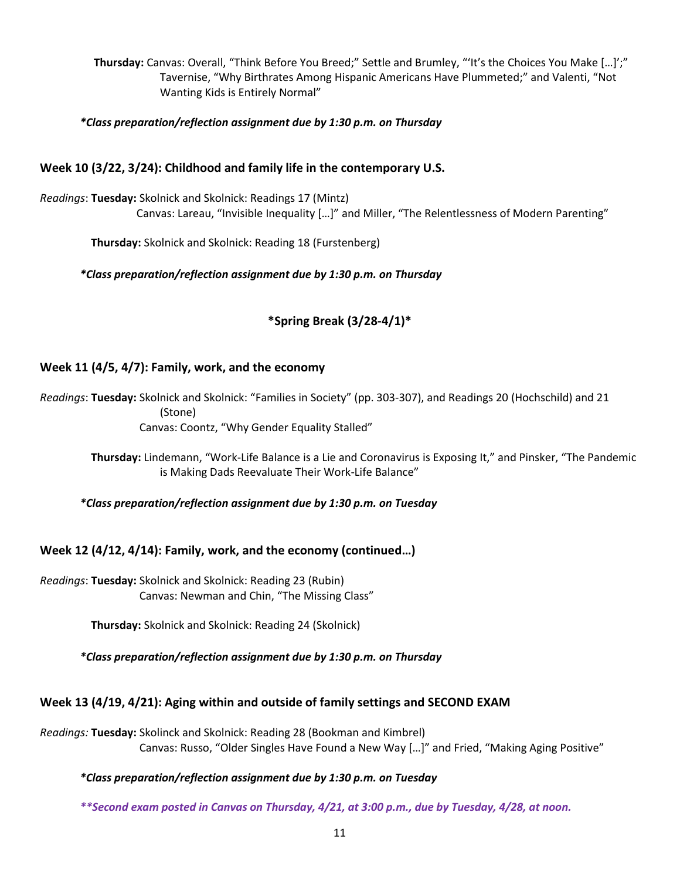**Thursday:** Canvas: Overall, "Think Before You Breed;" Settle and Brumley, "'It's the Choices You Make […]';" Tavernise, "Why Birthrates Among Hispanic Americans Have Plummeted;" and Valenti, "Not Wanting Kids is Entirely Normal"

***Class preparation/reflection assignment due by 1:30 p.m. on Thursday***

## Week 10 (3/22, 3/24): Childhood and family life in the contemporary U.S.

*Readings*: **Tuesday:** Skolnick and Skolnick: Readings 17 (Mintz)
Canvas: Lareau, "Invisible Inequality […]" and Miller, "The Relentlessness of Modern Parenting"

**Thursday:** Skolnick and Skolnick: Reading 18 (Furstenberg)

***Class preparation/reflection assignment due by 1:30 p.m. on Thursday***

**\*Spring Break (3/28-4/1)\***

## Week 11 (4/5, 4/7): Family, work, and the economy

*Readings*: **Tuesday:** Skolnick and Skolnick: "Families in Society" (pp. 303-307), and Readings 20 (Hochschild) and 21 (Stone)
Canvas: Coontz, "Why Gender Equality Stalled"

**Thursday:** Lindemann, "Work-Life Balance is a Lie and Coronavirus is Exposing It," and Pinsker, "The Pandemic is Making Dads Reevaluate Their Work-Life Balance"

***Class preparation/reflection assignment due by 1:30 p.m. on Tuesday***

## Week 12 (4/12, 4/14): Family, work, and the economy (continued…)

*Readings*: **Tuesday:** Skolnick and Skolnick: Reading 23 (Rubin)
Canvas: Newman and Chin, "The Missing Class"

**Thursday:** Skolnick and Skolnick: Reading 24 (Skolnick)

***Class preparation/reflection assignment due by 1:30 p.m. on Thursday***

## Week 13 (4/19, 4/21): Aging within and outside of family settings and SECOND EXAM

*Readings:* **Tuesday:** Skolinck and Skolnick: Reading 28 (Bookman and Kimbrel)
Canvas: Russo, "Older Singles Have Found a New Way […]" and Fried, "Making Aging Positive"

***Class preparation/reflection assignment due by 1:30 p.m. on Tuesday***

***\*\*Second exam posted in Canvas on Thursday, 4/21, at 3:00 p.m., due by Tuesday, 4/28, at noon.***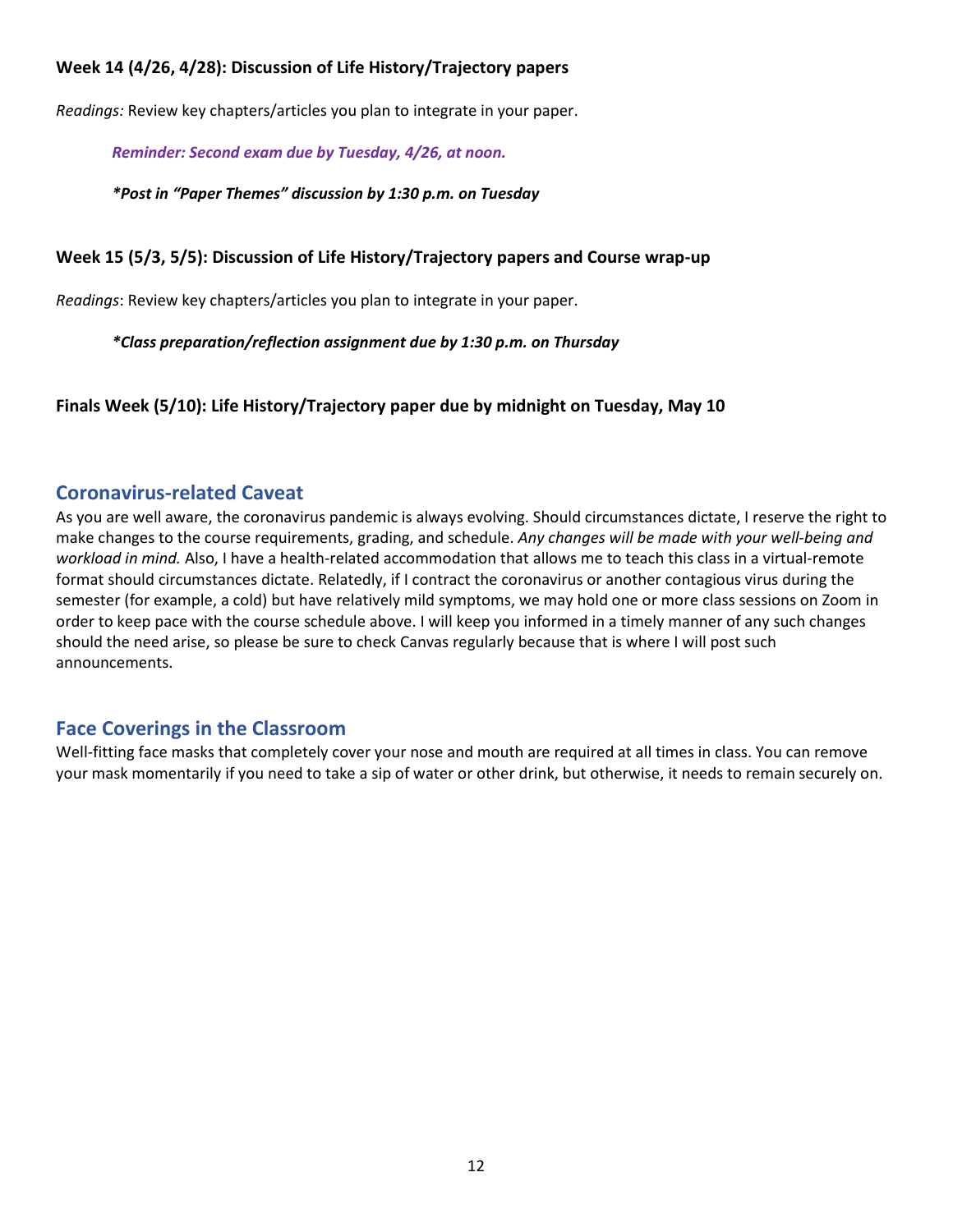**Week 14 (4/26, 4/28): Discussion of Life History/Trajectory papers**

*Readings:* Review key chapters/articles you plan to integrate in your paper.

> ***Reminder: Second exam due by Tuesday, 4/26, at noon.***
>
> ****Post in "Paper Themes" discussion by 1:30 p.m. on Tuesday***

**Week 15 (5/3, 5/5): Discussion of Life History/Trajectory papers and Course wrap-up**

*Readings*: Review key chapters/articles you plan to integrate in your paper.

> ****Class preparation/reflection assignment due by 1:30 p.m. on Thursday***

**Finals Week (5/10): Life History/Trajectory paper due by midnight on Tuesday, May 10**

## Coronavirus-related Caveat

As you are well aware, the coronavirus pandemic is always evolving. Should circumstances dictate, I reserve the right to make changes to the course requirements, grading, and schedule. *Any changes will be made with your well-being and workload in mind.* Also, I have a health-related accommodation that allows me to teach this class in a virtual-remote format should circumstances dictate. Relatedly, if I contract the coronavirus or another contagious virus during the semester (for example, a cold) but have relatively mild symptoms, we may hold one or more class sessions on Zoom in order to keep pace with the course schedule above. I will keep you informed in a timely manner of any such changes should the need arise, so please be sure to check Canvas regularly because that is where I will post such announcements.

## Face Coverings in the Classroom

Well-fitting face masks that completely cover your nose and mouth are required at all times in class. You can remove your mask momentarily if you need to take a sip of water or other drink, but otherwise, it needs to remain securely on.